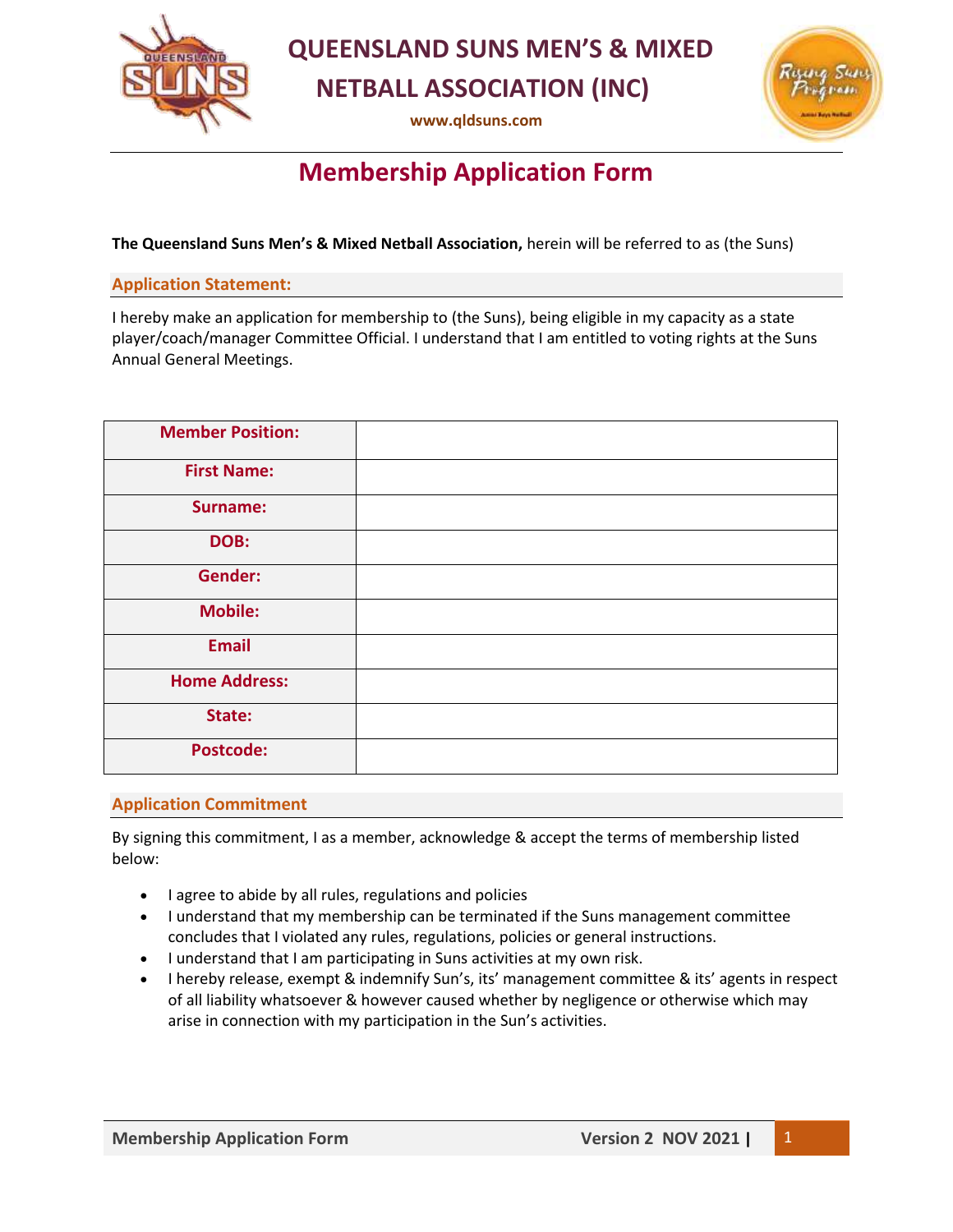# QUEENSLAND SUNS MEN'S & MIXED NETBALL ASSOCIATION (INC)

**www.qldsuns.com**

## Membership Application Form

**The Queensland Suns Men's & Mixed Netball Association,** herein will be referred to as (the Suns)

### Application Statement:

I hereby make an application for membership to (the Suns), being eligible in my capacity as a state player/coach/manager Committee Official. I understand that I am entitled to voting rights at the Suns Annual General Meetings.

| | |
|---|---|
| **Member Position:** | |
| **First Name:** | |
| **Surname:** | |
| **DOB:** | |
| **Gender:** | |
| **Mobile:** | |
| **Email** | |
| **Home Address:** | |
| **State:** | |
| **Postcode:** | |

### Application Commitment

By signing this commitment, I as a member, acknowledge & accept the terms of membership listed below:

- I agree to abide by all rules, regulations and policies
- I understand that my membership can be terminated if the Suns management committee concludes that I violated any rules, regulations, policies or general instructions.
- I understand that I am participating in Suns activities at my own risk.
- I hereby release, exempt & indemnify Sun's, its' management committee & its' agents in respect of all liability whatsoever & however caused whether by negligence or otherwise which may arise in connection with my participation in the Sun's activities.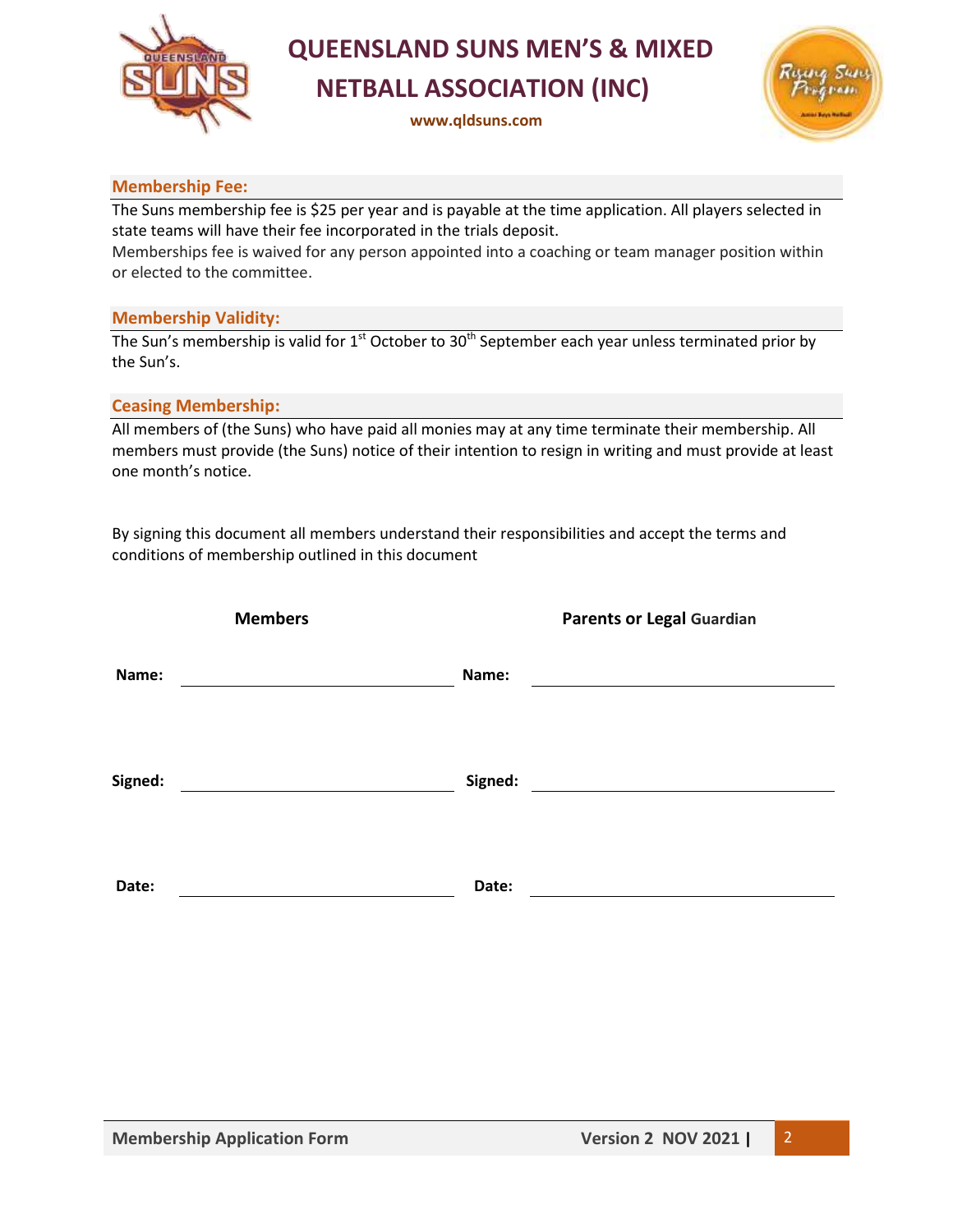# QUEENSLAND SUNS MEN'S & MIXED NETBALL ASSOCIATION (INC)

**www.qldsuns.com**

## Membership Fee:

The Suns membership fee is $25 per year and is payable at the time application. All players selected in state teams will have their fee incorporated in the trials deposit.

Memberships fee is waived for any person appointed into a coaching or team manager position within or elected to the committee.

## Membership Validity:

The Sun's membership is valid for 1st October to 30th September each year unless terminated prior by the Sun's.

## Ceasing Membership:

All members of (the Suns) who have paid all monies may at any time terminate their membership. All members must provide (the Suns) notice of their intention to resign in writing and must provide at least one month's notice.

By signing this document all members understand their responsibilities and accept the terms and conditions of membership outlined in this document

| **Members** | | **Parents or Legal Guardian** | |
|---|---|---|---|
| **Name:** | ____________________ | **Name:** | ____________________ |
| **Signed:** | ____________________ | **Signed:** | ____________________ |
| **Date:** | ____________________ | **Date:** | ____________________ |

**Membership Application Form** **Version 2 NOV 2021**